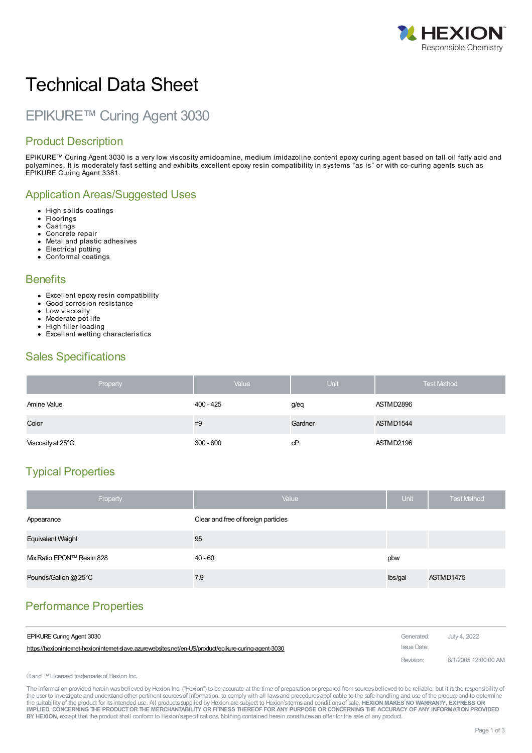# Technical Data Sheet

## EPIKURE™ Curing Agent 3030

## Product Description

EPIKURE™ Curing Agent 3030 is a very low viscosity amidoamine, medium imidazoline content epoxy curing agent based on tall oil fatty acid and polyamines. It is moderately fast setting and exhibits excellent epoxy resin compatibility in systems "as is" or with co-curing agents such as EPIKURE Curing Agent 3381.

## Application Areas/Suggested Uses

- High solids coatings
- Floorings
- Castings
- Concrete repair
- Metal and plastic adhesives
- Electrical potting
- Conformal coatings

## Benefits

- Excellent epoxy resin compatibility
- Good corrosion resistance
- Low viscosity
- Moderate pot life
- High filler loading
- Excellent wetting characteristics

## Sales Specifications

| Property | Value | Unit | Test Method |
|---|---|---|---|
| Amine Value | 400 - 425 | g/eq | ASTM D2896 |
| Color | =9 | Gardner | ASTM D1544 |
| Viscosity at 25°C | 300 - 600 | cP | ASTM D2196 |

## Typical Properties

| Property | Value | Unit | Test Method |
|---|---|---|---|
| Appearance | Clear and free of foreign particles | | |
| Equivalent Weight | 95 | | |
| Mix Ratio EPON™ Resin 828 | 40 - 60 | pbw | |
| Pounds/Gallon @ 25°C | 7.9 | lbs/gal | ASTM D1475 |

## Performance Properties

| EPIKURE Curing Agent 3030 | Generated: | July 4, 2022 |
|---|---|---|
| https://hexioninternet-hexioninternet-slave.azurewebsites.net/en-US/product/epikure-curing-agent-3030 | Issue Date: | |
| | Revision: | 8/1/2005 12:00:00 AM |

® and ™ Licensed trademarks of Hexion Inc.

The information provided herein was believed by Hexion Inc. ("Hexion") to be accurate at the time of preparation or prepared from sources believed to be reliable, but it is the responsibility of the user to investigate and understand other pertinent sources of information, to comply with all laws and procedures applicable to the safe handling and use of the product and to determine the suitability of the product for its intended use. All products supplied by Hexion are subject to Hexion's terms and conditions of sale. **HEXION MAKES NO WARRANTY, EXPRESS OR IMPLIED, CONCERNING THE PRODUCT OR THE MERCHANTABILITY OR FITNESS THEREOF FOR ANY PURPOSE OR CONCERNING THE ACCURACY OF ANY INFORMATION PROVIDED BY HEXION**, except that the product shall conform to Hexion's specifications. Nothing contained herein constitutes an offer for the sale of any product.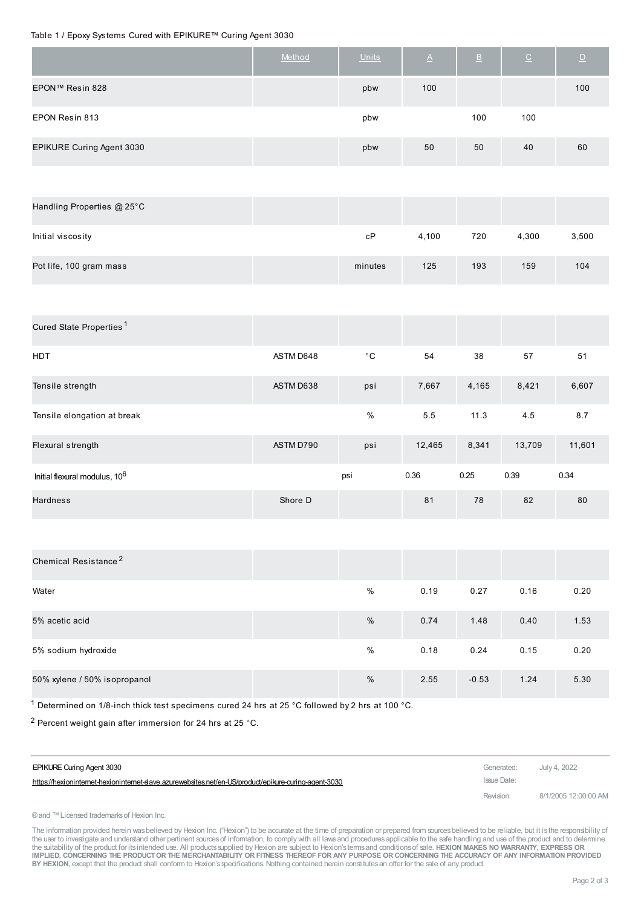Table 1 / Epoxy Systems Cured with EPIKURE™ Curing Agent 3030

| | Method | Units | A | B | C | D |
|---|---|---|---|---|---|---|
| EPON™ Resin 828 | | pbw | 100 | | | 100 |
| EPON Resin 813 | | pbw | | 100 | 100 | |
| EPIKURE Curing Agent 3030 | | pbw | 50 | 50 | 40 | 60 |
| | | | | | | |
| Handling Properties @ 25°C | | | | | | |
| Initial viscosity | | cP | 4,100 | 720 | 4,300 | 3,500 |
| Pot life, 100 gram mass | | minutes | 125 | 193 | 159 | 104 |
| | | | | | | |
| Cured State Properties [1] | | | | | | |
| HDT | ASTM D648 | °C | 54 | 38 | 57 | 51 |
| Tensile strength | ASTM D638 | psi | 7,667 | 4,165 | 8,421 | 6,607 |
| Tensile elongation at break | | % | 5.5 | 11.3 | 4.5 | 8.7 |
| Flexural strength | ASTM D790 | psi | 12,465 | 8,341 | 13,709 | 11,601 |
| Initial flexural modulus, $10^6$ | | psi | 0.36 | 0.25 | 0.39 | 0.34 |
| Hardness | Shore D | | 81 | 78 | 82 | 80 |
| | | | | | | |
| Chemical Resistance [2] | | | | | | |
| Water | | % | 0.19 | 0.27 | 0.16 | 0.20 |
| 5% acetic acid | | % | 0.74 | 1.48 | 0.40 | 1.53 |
| 5% sodium hydroxide | | % | 0.18 | 0.24 | 0.15 | 0.20 |
| 50% xylene / 50% isopropanol | | % | 2.55 | -0.53 | 1.24 | 5.30 |

[1] Determined on 1/8-inch thick test specimens cured 24 hrs at 25 °C followed by 2 hrs at 100 °C.

[2] Percent weight gain after immersion for 24 hrs at 25 °C.

EPIKURE Curing Agent 3030

https://hexioninternet-hexioninternet-slave.azurewebsites.net/en-US/product/epikure-curing-agent-3030

Generated: July 4, 2022

Issue Date:

Revision: 8/1/2005 12:00:00 AM

® and ™ Licensed trademarks of Hexion Inc.

The information provided herein was believed by Hexion Inc. ("Hexion") to be accurate at the time of preparation or prepared from sources believed to be reliable, but it is the responsibility of the user to investigate and understand other pertinent sources of information, to comply with all laws and procedures applicable to the safe handling and use of the product and to determine the suitability of the product for its intended use. All products supplied by Hexion are subject to Hexion's terms and conditions of sale. **HEXION MAKES NO WARRANTY, EXPRESS OR IMPLIED, CONCERNING THE PRODUCT OR THE MERCHANTABILITY OR FITNESS THEREOF FOR ANY PURPOSE OR CONCERNING THE ACCURACY OF ANY INFORMATION PROVIDED BY HEXION**, except that the product shall conform to Hexion's specifications. Nothing contained herein constitutes an offer for the sale of any product.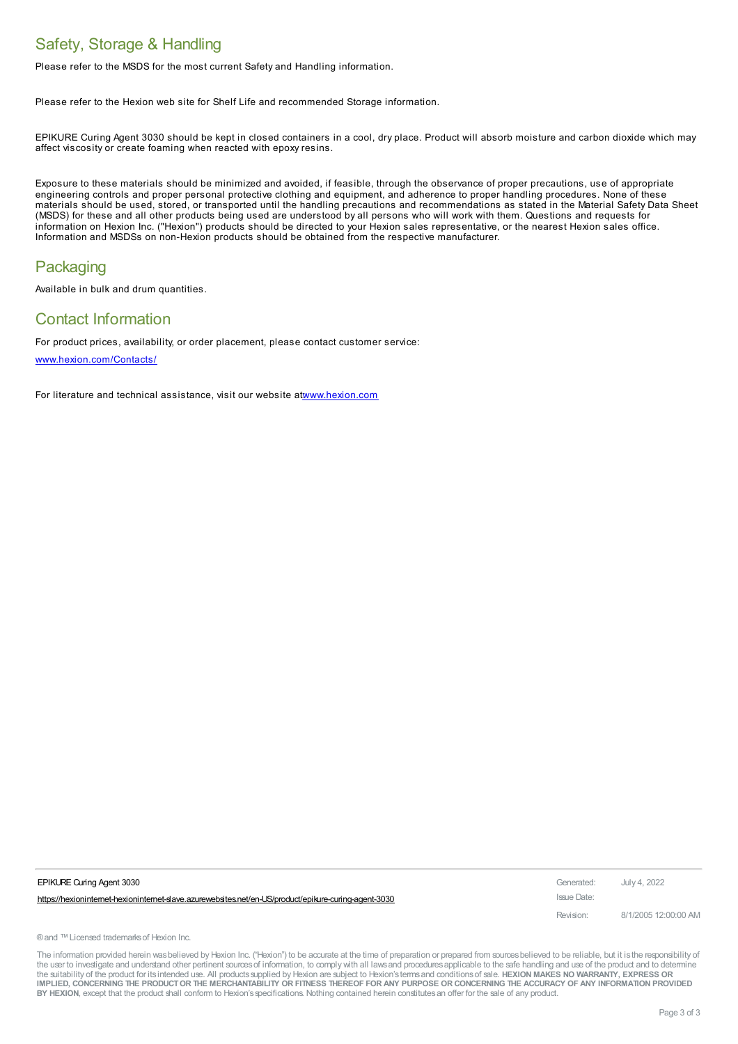## Safety, Storage & Handling

Please refer to the MSDS for the most current Safety and Handling information.

Please refer to the Hexion web site for Shelf Life and recommended Storage information.

EPIKURE Curing Agent 3030 should be kept in closed containers in a cool, dry place. Product will absorb moisture and carbon dioxide which may affect viscosity or create foaming when reacted with epoxy resins.

Exposure to these materials should be minimized and avoided, if feasible, through the observance of proper precautions, use of appropriate engineering controls and proper personal protective clothing and equipment, and adherence to proper handling procedures. None of these materials should be used, stored, or transported until the handling precautions and recommendations as stated in the Material Safety Data Sheet (MSDS) for these and all other products being used are understood by all persons who will work with them. Questions and requests for information on Hexion Inc. ("Hexion") products should be directed to your Hexion sales representative, or the nearest Hexion sales office. Information and MSDSs on non-Hexion products should be obtained from the respective manufacturer.

## Packaging

Available in bulk and drum quantities.

## Contact Information

For product prices, availability, or order placement, please contact customer service:

www.hexion.com/Contacts/

For literature and technical assistance, visit our website atwww.hexion.com

EPIKURE Curing Agent 3030

https://hexioninternet-hexioninternet-slave.azurewebsites.net/en-US/product/epikure-curing-agent-3030

Generated: July 4, 2022
Issue Date:
Revision: 8/1/2005 12:00:00 AM

® and ™ Licensed trademarks of Hexion Inc.

The information provided herein was believed by Hexion Inc. ("Hexion") to be accurate at the time of preparation or prepared from sources believed to be reliable, but it is the responsibility of the user to investigate and understand other pertinent sources of information, to comply with all laws and procedures applicable to the safe handling and use of the product and to determine the suitability of the product for its intended use. All products supplied by Hexion are subject to Hexion's terms and conditions of sale. **HEXION MAKES NO WARRANTY, EXPRESS OR IMPLIED, CONCERNING THE PRODUCT OR THE MERCHANTABILITY OR FITNESS THEREOF FOR ANY PURPOSE OR CONCERNING THE ACCURACY OF ANY INFORMATION PROVIDED BY HEXION**, except that the product shall conform to Hexion's specifications. Nothing contained herein constitutes an offer for the sale of any product.